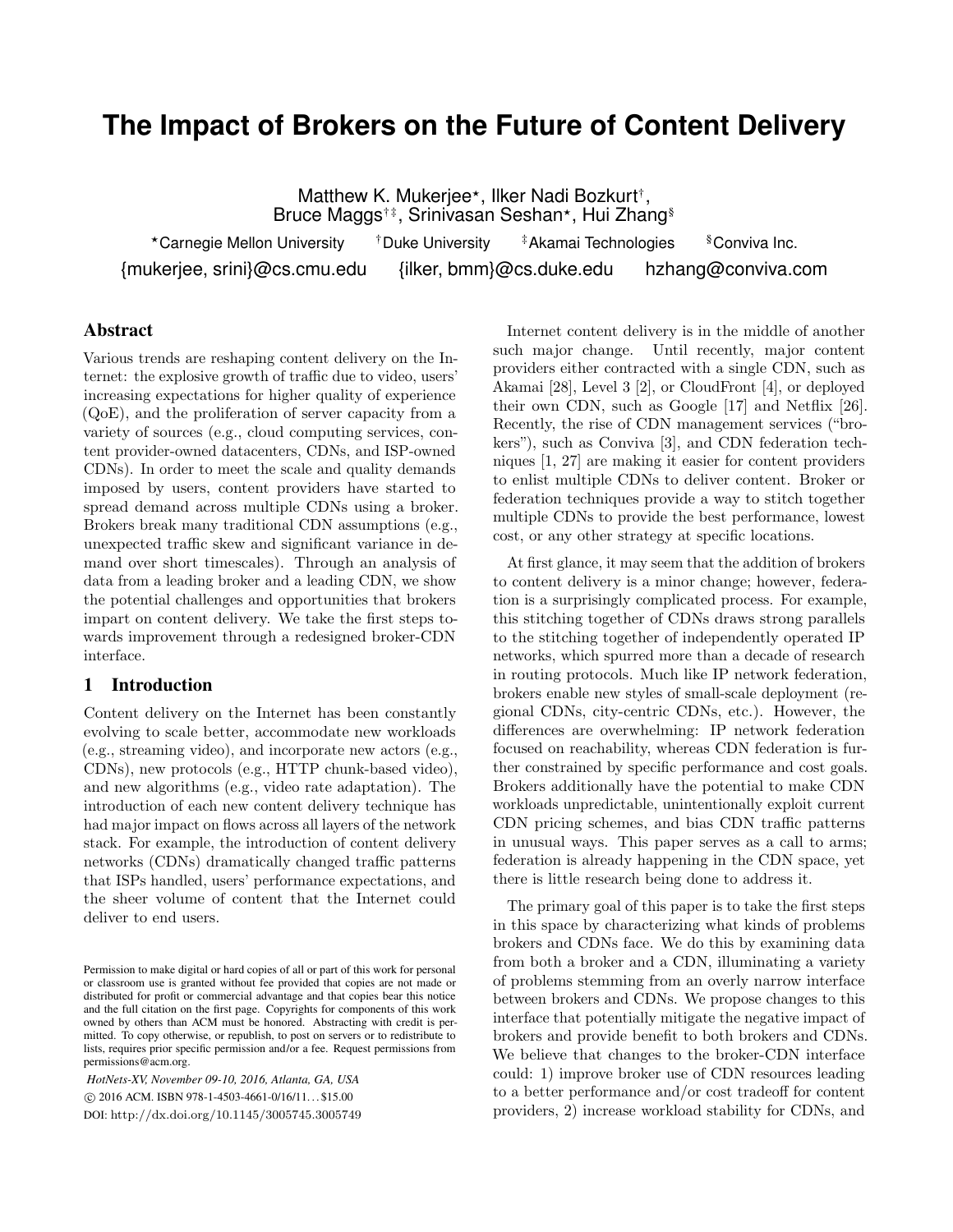# The Impact of Brokers on the Future of Content Delivery

Matthew K. Mukerjee*, Ilker Nadi Bozkurt†, Bruce Maggs†‡, Srinivasan Seshan*, Hui Zhang§

*Carnegie Mellon University †Duke University ‡Akamai Technologies §Conviva Inc.

{mukerjee, srini}@cs.cmu.edu {ilker, bmm}@cs.duke.edu hzhang@conviva.com

## Abstract

Various trends are reshaping content delivery on the Internet: the explosive growth of traffic due to video, users' increasing expectations for higher quality of experience (QoE), and the proliferation of server capacity from a variety of sources (e.g., cloud computing services, content provider-owned datacenters, CDNs, and ISP-owned CDNs). In order to meet the scale and quality demands imposed by users, content providers have started to spread demand across multiple CDNs using a broker. Brokers break many traditional CDN assumptions (e.g., unexpected traffic skew and significant variance in demand over short timescales). Through an analysis of data from a leading broker and a leading CDN, we show the potential challenges and opportunities that brokers impart on content delivery. We take the first steps towards improvement through a redesigned broker-CDN interface.

## 1 Introduction

Content delivery on the Internet has been constantly evolving to scale better, accommodate new workloads (e.g., streaming video), and incorporate new actors (e.g., CDNs), new protocols (e.g., HTTP chunk-based video), and new algorithms (e.g., video rate adaptation). The introduction of each new content delivery technique has had major impact on flows across all layers of the network stack. For example, the introduction of content delivery networks (CDNs) dramatically changed traffic patterns that ISPs handled, users' performance expectations, and the sheer volume of content that the Internet could deliver to end users.

Permission to make digital or hard copies of all or part of this work for personal or classroom use is granted without fee provided that copies are not made or distributed for profit or commercial advantage and that copies bear this notice and the full citation on the first page. Copyrights for components of this work owned by others than ACM must be honored. Abstracting with credit is permitted. To copy otherwise, or republish, to post on servers or to redistribute to lists, requires prior specific permission and/or a fee. Request permissions from permissions@acm.org.

*HotNets-XV, November 09-10, 2016, Atlanta, GA, USA*
© 2016 ACM. ISBN 978-1-4503-4661-0/16/11...$15.00
DOI: http://dx.doi.org/10.1145/3005745.3005749

Internet content delivery is in the middle of another such major change. Until recently, major content providers either contracted with a single CDN, such as Akamai [28], Level 3 [2], or CloudFront [4], or deployed their own CDN, such as Google [17] and Netflix [26]. Recently, the rise of CDN management services ("brokers"), such as Conviva [3], and CDN federation techniques [1, 27] are making it easier for content providers to enlist multiple CDNs to deliver content. Broker or federation techniques provide a way to stitch together multiple CDNs to provide the best performance, lowest cost, or any other strategy at specific locations.

At first glance, it may seem that the addition of brokers to content delivery is a minor change; however, federation is a surprisingly complicated process. For example, this stitching together of CDNs draws strong parallels to the stitching together of independently operated IP networks, which spurred more than a decade of research in routing protocols. Much like IP network federation, brokers enable new styles of small-scale deployment (regional CDNs, city-centric CDNs, etc.). However, the differences are overwhelming: IP network federation focused on reachability, whereas CDN federation is further constrained by specific performance and cost goals. Brokers additionally have the potential to make CDN workloads unpredictable, unintentionally exploit current CDN pricing schemes, and bias CDN traffic patterns in unusual ways. This paper serves as a call to arms; federation is already happening in the CDN space, yet there is little research being done to address it.

The primary goal of this paper is to take the first steps in this space by characterizing what kinds of problems brokers and CDNs face. We do this by examining data from both a broker and a CDN, illuminating a variety of problems stemming from an overly narrow interface between brokers and CDNs. We propose changes to this interface that potentially mitigate the negative impact of brokers and provide benefit to both brokers and CDNs. We believe that changes to the broker-CDN interface could: 1) improve broker use of CDN resources leading to a better performance and/or cost tradeoff for content providers, 2) increase workload stability for CDNs, and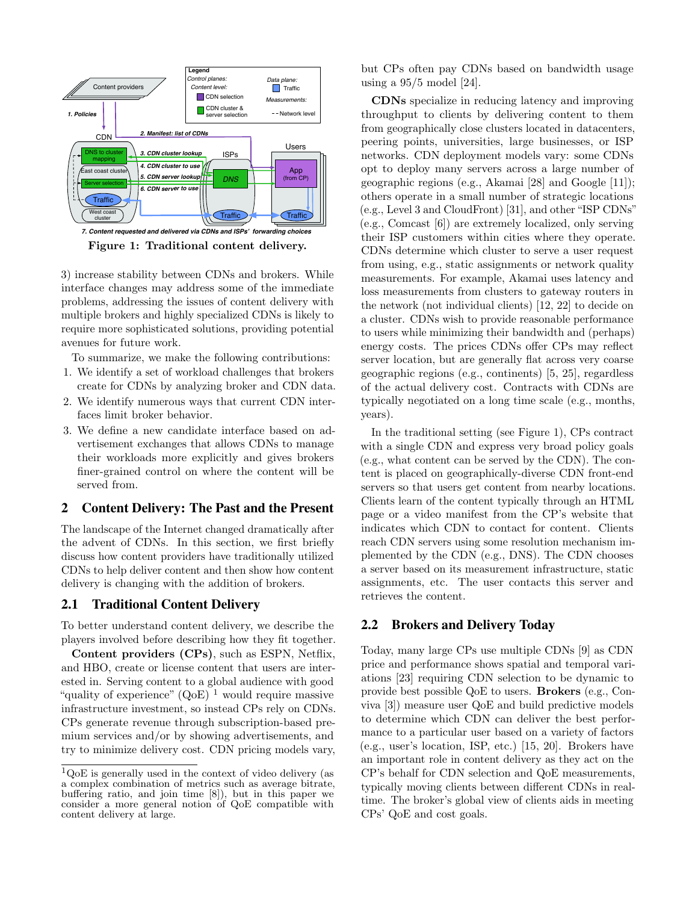Figure 1: Traditional content delivery.

3) increase stability between CDNs and brokers. While interface changes may address some of the immediate problems, addressing the issues of content delivery with multiple brokers and highly specialized CDNs is likely to require more sophisticated solutions, providing potential avenues for future work.

To summarize, we make the following contributions:

1. We identify a set of workload challenges that brokers create for CDNs by analyzing broker and CDN data.
2. We identify numerous ways that current CDN interfaces limit broker behavior.
3. We define a new candidate interface based on advertisement exchanges that allows CDNs to manage their workloads more explicitly and gives brokers finer-grained control on where the content will be served from.

## 2 Content Delivery: The Past and the Present

The landscape of the Internet changed dramatically after the advent of CDNs. In this section, we first briefly discuss how content providers have traditionally utilized CDNs to help deliver content and then show how content delivery is changing with the addition of brokers.

### 2.1 Traditional Content Delivery

To better understand content delivery, we describe the players involved before describing how they fit together.

**Content providers (CPs)**, such as ESPN, Netflix, and HBO, create or license content that users are interested in. Serving content to a global audience with good "quality of experience" (QoE) [1] would require massive infrastructure investment, so instead CPs rely on CDNs. CPs generate revenue through subscription-based premium services and/or by showing advertisements, and try to minimize delivery cost. CDN pricing models vary, but CPs often pay CDNs based on bandwidth usage using a 95/5 model [24].

**CDNs** specialize in reducing latency and improving throughput to clients by delivering content to them from geographically close clusters located in datacenters, peering points, universities, large businesses, or ISP networks. CDN deployment models vary: some CDNs opt to deploy many servers across a large number of geographic regions (e.g., Akamai [28] and Google [11]); others operate in a small number of strategic locations (e.g., Level 3 and CloudFront) [31], and other "ISP CDNs" (e.g., Comcast [6]) are extremely localized, only serving their ISP customers within cities where they operate. CDNs determine which cluster to serve a user request from using, e.g., static assignments or network quality measurements. For example, Akamai uses latency and loss measurements from clusters to gateway routers in the network (not individual clients) [12, 22] to decide on a cluster. CDNs wish to provide reasonable performance to users while minimizing their bandwidth and (perhaps) energy costs. The prices CDNs offer CPs may reflect server location, but are generally flat across very coarse geographic regions (e.g., continents) [5, 25], regardless of the actual delivery cost. Contracts with CDNs are typically negotiated on a long time scale (e.g., months, years).

In the traditional setting (see Figure 1), CPs contract with a single CDN and express very broad policy goals (e.g., what content can be served by the CDN). The content is placed on geographically-diverse CDN front-end servers so that users get content from nearby locations. Clients learn of the content typically through an HTML page or a video manifest from the CP's website that indicates which CDN to contact for content. Clients reach CDN servers using some resolution mechanism implemented by the CDN (e.g., DNS). The CDN chooses a server based on its measurement infrastructure, static assignments, etc. The user contacts this server and retrieves the content.

### 2.2 Brokers and Delivery Today

Today, many large CPs use multiple CDNs [9] as CDN price and performance shows spatial and temporal variations [23] requiring CDN selection to be dynamic to provide best possible QoE to users. **Brokers** (e.g., Conviva [3]) measure user QoE and build predictive models to determine which CDN can deliver the best performance to a particular user based on a variety of factors (e.g., user's location, ISP, etc.) [15, 20]. Brokers have an important role in content delivery as they act on the CP's behalf for CDN selection and QoE measurements, typically moving clients between different CDNs in real-time. The broker's global view of clients aids in meeting CPs' QoE and cost goals.

[1] QoE is generally used in the context of video delivery (as a complex combination of metrics such as average bitrate, buffering ratio, and join time [8]), but in this paper we consider a more general notion of QoE compatible with content delivery at large.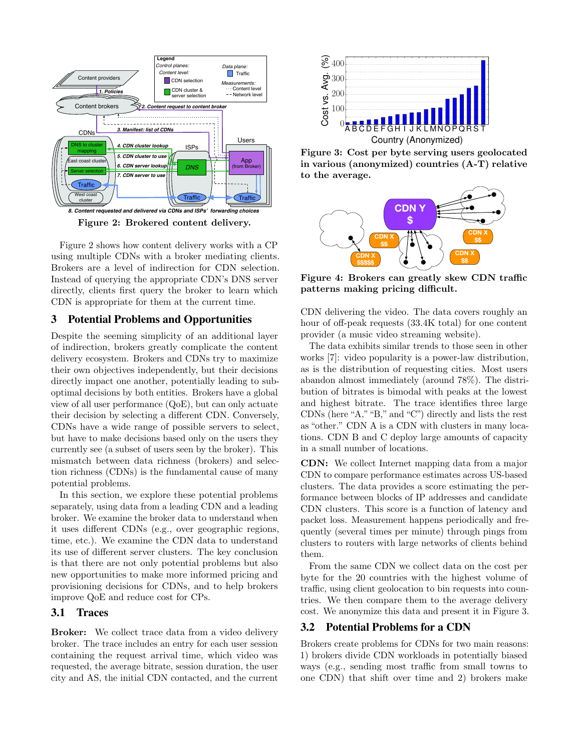Figure 2: Brokered content delivery.

Figure 2 shows how content delivery works with a CP using multiple CDNs with a broker mediating clients. Brokers are a level of indirection for CDN selection. Instead of querying the appropriate CDN's DNS server directly, clients first query the broker to learn which CDN is appropriate for them at the current time.

## 3 Potential Problems and Opportunities

Despite the seeming simplicity of an additional layer of indirection, brokers greatly complicate the content delivery ecosystem. Brokers and CDNs try to maximize their own objectives independently, but their decisions directly impact one another, potentially leading to sub-optimal decisions by both entities. Brokers have a global view of all user performance (QoE), but can only actuate their decision by selecting a different CDN. Conversely, CDNs have a wide range of possible servers to select, but have to make decisions based only on the users they currently see (a subset of users seen by the broker). This mismatch between data richness (brokers) and selection richness (CDNs) is the fundamental cause of many potential problems.

In this section, we explore these potential problems separately, using data from a leading CDN and a leading broker. We examine the broker data to understand when it uses different CDNs (e.g., over geographic regions, time, etc.). We examine the CDN data to understand its use of different server clusters. The key conclusion is that there are not only potential problems but also new opportunities to make more informed pricing and provisioning decisions for CDNs, and to help brokers improve QoE and reduce cost for CPs.

### 3.1 Traces

**Broker:** We collect trace data from a video delivery broker. The trace includes an entry for each user session containing the request arrival time, which video was requested, the average bitrate, session duration, the user city and AS, the initial CDN contacted, and the current CDN delivering the video. The data covers roughly an hour of off-peak requests (33.4K total) for one content provider (a music video streaming website).

The data exhibits similar trends to those seen in other works [7]: video popularity is a power-law distribution, as is the distribution of requesting cities. Most users abandon almost immediately (around 78%). The distribution of bitrates is bimodal with peaks at the lowest and highest bitrate. The trace identifies three large CDNs (here "A," "B," and "C") directly and lists the rest as "other." CDN A is a CDN with clusters in many locations. CDN B and C deploy large amounts of capacity in a small number of locations.

**CDN:** We collect Internet mapping data from a major CDN to compare performance estimates across US-based clusters. The data provides a score estimating the performance between blocks of IP addresses and candidate CDN clusters. This score is a function of latency and packet loss. Measurement happens periodically and frequently (several times per minute) through pings from clusters to routers with large networks of clients behind them.

From the same CDN we collect data on the cost per byte for the 20 countries with the highest volume of traffic, using client geolocation to bin requests into countries. We then compare them to the average delivery cost. We anonymize this data and present it in Figure 3.

Figure 3: Cost per byte serving users geolocated in various (anonymized) countries (A-T) relative to the average.

Figure 4: Brokers can greatly skew CDN traffic patterns making pricing difficult.

### 3.2 Potential Problems for a CDN

Brokers create problems for CDNs for two main reasons: 1) brokers divide CDN workloads in potentially biased ways (e.g., sending most traffic from small towns to one CDN) that shift over time and 2) brokers make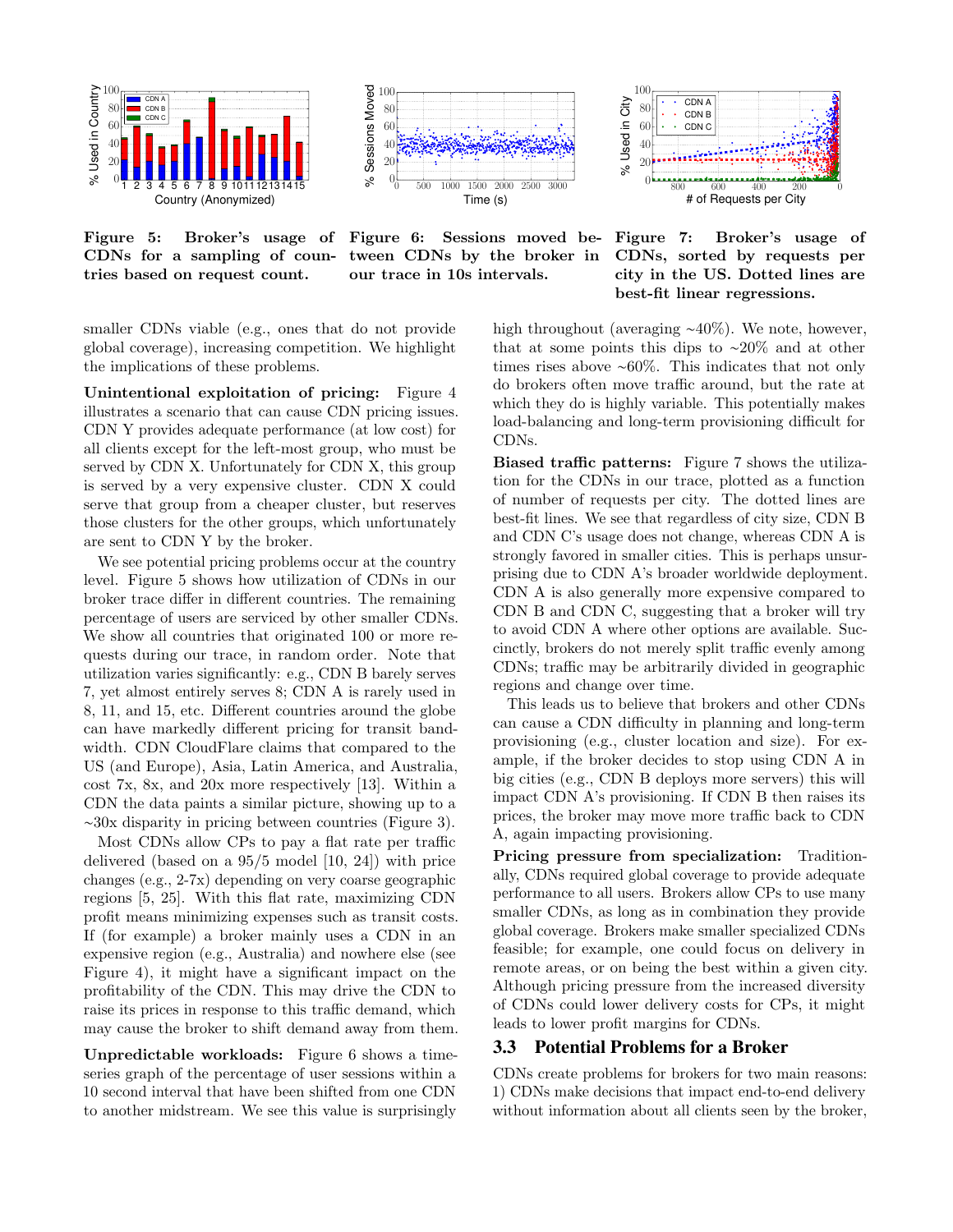Figure 5: Broker's usage of CDNs for a sampling of countries based on request count.

Figure 6: Sessions moved between CDNs by the broker in our trace in 10s intervals.

Figure 7: Broker's usage of CDNs, sorted by requests per city in the US. Dotted lines are best-fit linear regressions.

smaller CDNs viable (e.g., ones that do not provide global coverage), increasing competition. We highlight the implications of these problems.

**Unintentional exploitation of pricing:** Figure 4 illustrates a scenario that can cause CDN pricing issues. CDN Y provides adequate performance (at low cost) for all clients except for the left-most group, who must be served by CDN X. Unfortunately for CDN X, this group is served by a very expensive cluster. CDN X could serve that group from a cheaper cluster, but reserves those clusters for the other groups, which unfortunately are sent to CDN Y by the broker.

We see potential pricing problems occur at the country level. Figure 5 shows how utilization of CDNs in our broker trace differ in different countries. The remaining percentage of users are serviced by other smaller CDNs. We show all countries that originated 100 or more requests during our trace, in random order. Note that utilization varies significantly: e.g., CDN B barely serves 7, yet almost entirely serves 8; CDN A is rarely used in 8, 11, and 15, etc. Different countries around the globe can have markedly different pricing for transit bandwidth. CDN CloudFlare claims that compared to the US (and Europe), Asia, Latin America, and Australia, cost 7x, 8x, and 20x more respectively [13]. Within a CDN the data paints a similar picture, showing up to a ~30x disparity in pricing between countries (Figure 3).

Most CDNs allow CPs to pay a flat rate per traffic delivered (based on a 95/5 model [10, 24]) with price changes (e.g., 2-7x) depending on very coarse geographic regions [5, 25]. With this flat rate, maximizing CDN profit means minimizing expenses such as transit costs. If (for example) a broker mainly uses a CDN in an expensive region (e.g., Australia) and nowhere else (see Figure 4), it might have a significant impact on the profitability of the CDN. This may drive the CDN to raise its prices in response to this traffic demand, which may cause the broker to shift demand away from them.

**Unpredictable workloads:** Figure 6 shows a time-series graph of the percentage of user sessions within a 10 second interval that have been shifted from one CDN to another midstream. We see this value is surprisingly high throughout (averaging ~40%). We note, however, that at some points this dips to ~20% and at other times rises above ~60%. This indicates that not only do brokers often move traffic around, but the rate at which they do is highly variable. This potentially makes load-balancing and long-term provisioning difficult for CDNs.

**Biased traffic patterns:** Figure 7 shows the utilization for the CDNs in our trace, plotted as a function of number of requests per city. The dotted lines are best-fit lines. We see that regardless of city size, CDN B and CDN C's usage does not change, whereas CDN A is strongly favored in smaller cities. This is perhaps unsurprising due to CDN A's broader worldwide deployment. CDN A is also generally more expensive compared to CDN B and CDN C, suggesting that a broker will try to avoid CDN A where other options are available. Succinctly, brokers do not merely split traffic evenly among CDNs; traffic may be arbitrarily divided in geographic regions and change over time.

This leads us to believe that brokers and other CDNs can cause a CDN difficulty in planning and long-term provisioning (e.g., cluster location and size). For example, if the broker decides to stop using CDN A in big cities (e.g., CDN B deploys more servers) this will impact CDN A's provisioning. If CDN B then raises its prices, the broker may move more traffic back to CDN A, again impacting provisioning.

**Pricing pressure from specialization:** Traditionally, CDNs required global coverage to provide adequate performance to all users. Brokers allow CPs to use many smaller CDNs, as long as in combination they provide global coverage. Brokers make smaller specialized CDNs feasible; for example, one could focus on delivery in remote areas, or on being the best within a given city. Although pricing pressure from the increased diversity of CDNs could lower delivery costs for CPs, it might leads to lower profit margins for CDNs.

## 3.3 Potential Problems for a Broker

CDNs create problems for brokers for two main reasons: 1) CDNs make decisions that impact end-to-end delivery without information about all clients seen by the broker,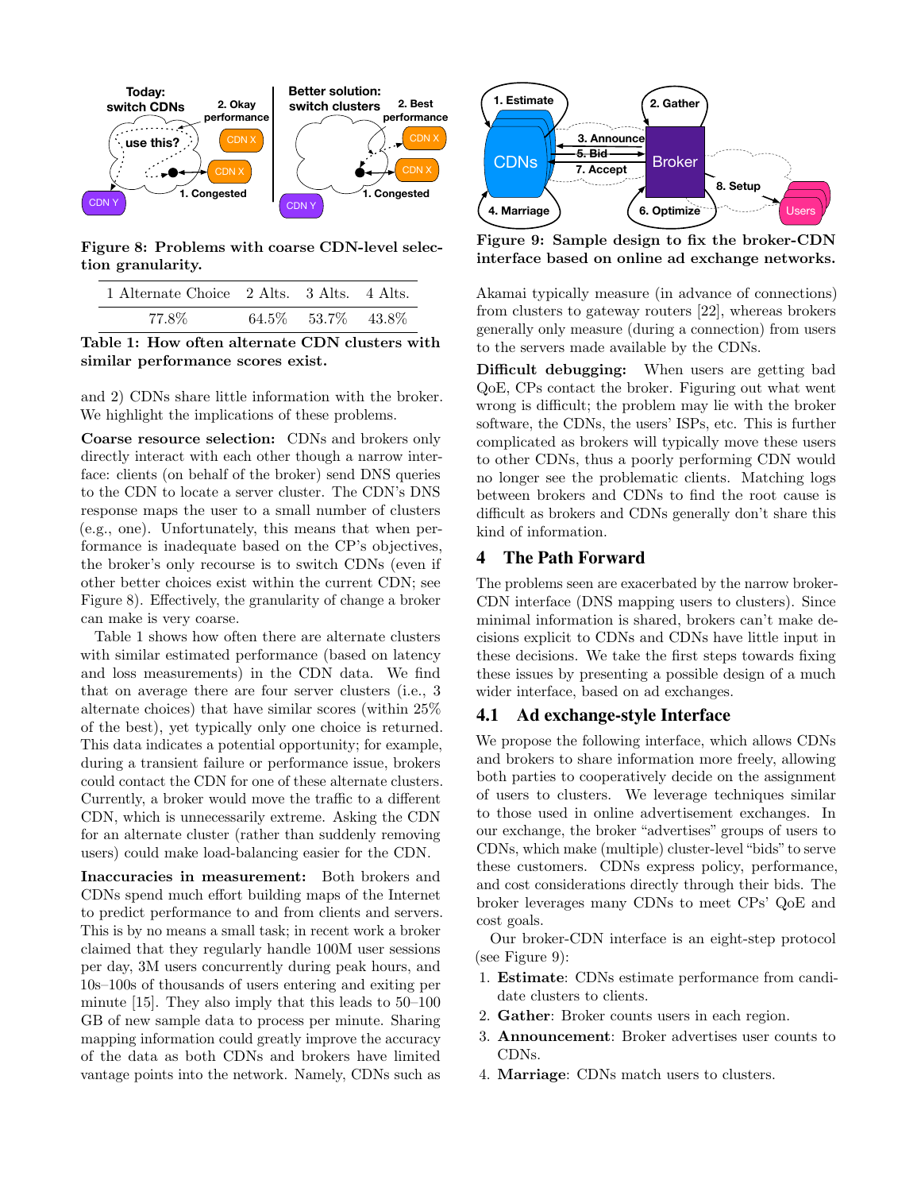Figure 8: Problems with coarse CDN-level selection granularity.

| 1 Alternate Choice | 2 Alts. | 3 Alts. | 4 Alts. |
|---|---|---|---|
| 77.8% | 64.5% | 53.7% | 43.8% |

Table 1: How often alternate CDN clusters with similar performance scores exist.

and 2) CDNs share little information with the broker. We highlight the implications of these problems.

**Coarse resource selection:** CDNs and brokers only directly interact with each other though a narrow interface: clients (on behalf of the broker) send DNS queries to the CDN to locate a server cluster. The CDN's DNS response maps the user to a small number of clusters (e.g., one). Unfortunately, this means that when performance is inadequate based on the CP's objectives, the broker's only recourse is to switch CDNs (even if other better choices exist within the current CDN; see Figure 8). Effectively, the granularity of change a broker can make is very coarse.

Table 1 shows how often there are alternate clusters with similar estimated performance (based on latency and loss measurements) in the CDN data. We find that on average there are four server clusters (i.e., 3 alternate choices) that have similar scores (within 25% of the best), yet typically only one choice is returned. This data indicates a potential opportunity; for example, during a transient failure or performance issue, brokers could contact the CDN for one of these alternate clusters. Currently, a broker would move the traffic to a different CDN, which is unnecessarily extreme. Asking the CDN for an alternate cluster (rather than suddenly removing users) could make load-balancing easier for the CDN.

**Inaccuracies in measurement:** Both brokers and CDNs spend much effort building maps of the Internet to predict performance to and from clients and servers. This is by no means a small task; in recent work a broker claimed that they regularly handle 100M user sessions per day, 3M users concurrently during peak hours, and 10s–100s of thousands of users entering and exiting per minute [15]. They also imply that this leads to 50–100 GB of new sample data to process per minute. Sharing mapping information could greatly improve the accuracy of the data as both CDNs and brokers have limited vantage points into the network. Namely, CDNs such as Akamai typically measure (in advance of connections) from clusters to gateway routers [22], whereas brokers generally only measure (during a connection) from users to the servers made available by the CDNs.

Figure 9: Sample design to fix the broker-CDN interface based on online ad exchange networks.

**Difficult debugging:** When users are getting bad QoE, CPs contact the broker. Figuring out what went wrong is difficult; the problem may lie with the broker software, the CDNs, the users' ISPs, etc. This is further complicated as brokers will typically move these users to other CDNs, thus a poorly performing CDN would no longer see the problematic clients. Matching logs between brokers and CDNs to find the root cause is difficult as brokers and CDNs generally don't share this kind of information.

# 4 The Path Forward

The problems seen are exacerbated by the narrow broker-CDN interface (DNS mapping users to clusters). Since minimal information is shared, brokers can't make decisions explicit to CDNs and CDNs have little input in these decisions. We take the first steps towards fixing these issues by presenting a possible design of a much wider interface, based on ad exchanges.

## 4.1 Ad exchange-style Interface

We propose the following interface, which allows CDNs and brokers to share information more freely, allowing both parties to cooperatively decide on the assignment of users to clusters. We leverage techniques similar to those used in online advertisement exchanges. In our exchange, the broker "advertises" groups of users to CDNs, which make (multiple) cluster-level "bids" to serve these customers. CDNs express policy, performance, and cost considerations directly through their bids. The broker leverages many CDNs to meet CPs' QoE and cost goals.

Our broker-CDN interface is an eight-step protocol (see Figure 9):

1. **Estimate**: CDNs estimate performance from candidate clusters to clients.
2. **Gather**: Broker counts users in each region.
3. **Announcement**: Broker advertises user counts to CDNs.
4. **Marriage**: CDNs match users to clusters.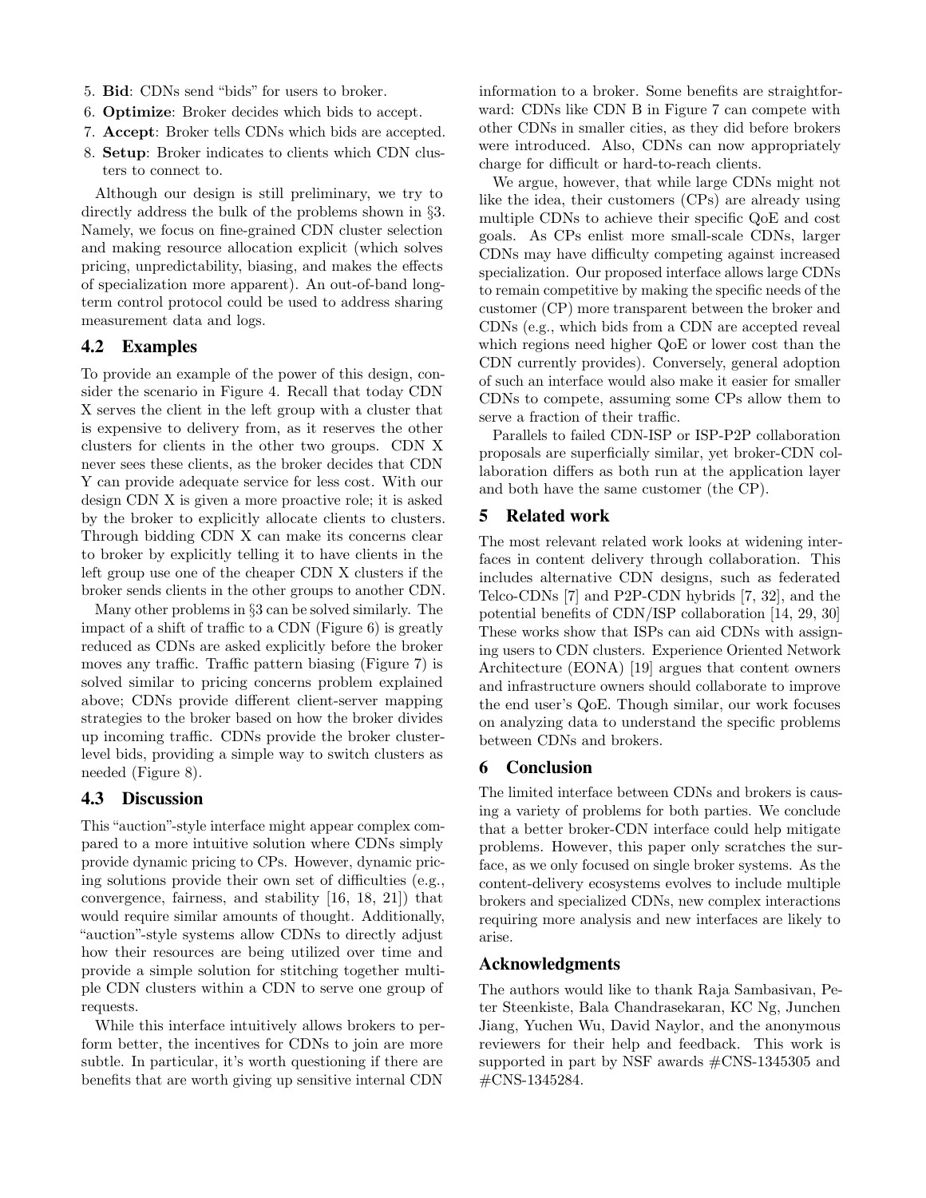5. **Bid**: CDNs send "bids" for users to broker.
6. **Optimize**: Broker decides which bids to accept.
7. **Accept**: Broker tells CDNs which bids are accepted.
8. **Setup**: Broker indicates to clients which CDN clusters to connect to.

Although our design is still preliminary, we try to directly address the bulk of the problems shown in §3. Namely, we focus on fine-grained CDN cluster selection and making resource allocation explicit (which solves pricing, unpredictability, biasing, and makes the effects of specialization more apparent). An out-of-band long-term control protocol could be used to address sharing measurement data and logs.

## 4.2 Examples

To provide an example of the power of this design, consider the scenario in Figure 4. Recall that today CDN X serves the client in the left group with a cluster that is expensive to delivery from, as it reserves the other clusters for clients in the other two groups. CDN X never sees these clients, as the broker decides that CDN Y can provide adequate service for less cost. With our design CDN X is given a more proactive role; it is asked by the broker to explicitly allocate clients to clusters. Through bidding CDN X can make its concerns clear to broker by explicitly telling it to have clients in the left group use one of the cheaper CDN X clusters if the broker sends clients in the other groups to another CDN.

Many other problems in §3 can be solved similarly. The impact of a shift of traffic to a CDN (Figure 6) is greatly reduced as CDNs are asked explicitly before the broker moves any traffic. Traffic pattern biasing (Figure 7) is solved similar to pricing concerns problem explained above; CDNs provide different client-server mapping strategies to the broker based on how the broker divides up incoming traffic. CDNs provide the broker cluster-level bids, providing a simple way to switch clusters as needed (Figure 8).

## 4.3 Discussion

This "auction"-style interface might appear complex compared to a more intuitive solution where CDNs simply provide dynamic pricing to CPs. However, dynamic pricing solutions provide their own set of difficulties (e.g., convergence, fairness, and stability [16, 18, 21]) that would require similar amounts of thought. Additionally, "auction"-style systems allow CDNs to directly adjust how their resources are being utilized over time and provide a simple solution for stitching together multiple CDN clusters within a CDN to serve one group of requests.

While this interface intuitively allows brokers to perform better, the incentives for CDNs to join are more subtle. In particular, it's worth questioning if there are benefits that are worth giving up sensitive internal CDN information to a broker. Some benefits are straightforward: CDNs like CDN B in Figure 7 can compete with other CDNs in smaller cities, as they did before brokers were introduced. Also, CDNs can now appropriately charge for difficult or hard-to-reach clients.

We argue, however, that while large CDNs might not like the idea, their customers (CPs) are already using multiple CDNs to achieve their specific QoE and cost goals. As CPs enlist more small-scale CDNs, larger CDNs may have difficulty competing against increased specialization. Our proposed interface allows large CDNs to remain competitive by making the specific needs of the customer (CP) more transparent between the broker and CDNs (e.g., which bids from a CDN are accepted reveal which regions need higher QoE or lower cost than the CDN currently provides). Conversely, general adoption of such an interface would also make it easier for smaller CDNs to compete, assuming some CPs allow them to serve a fraction of their traffic.

Parallels to failed CDN-ISP or ISP-P2P collaboration proposals are superficially similar, yet broker-CDN collaboration differs as both run at the application layer and both have the same customer (the CP).

# 5 Related work

The most relevant related work looks at widening interfaces in content delivery through collaboration. This includes alternative CDN designs, such as federated Telco-CDNs [7] and P2P-CDN hybrids [7, 32], and the potential benefits of CDN/ISP collaboration [14, 29, 30] These works show that ISPs can aid CDNs with assigning users to CDN clusters. Experience Oriented Network Architecture (EONA) [19] argues that content owners and infrastructure owners should collaborate to improve the end user's QoE. Though similar, our work focuses on analyzing data to understand the specific problems between CDNs and brokers.

# 6 Conclusion

The limited interface between CDNs and brokers is causing a variety of problems for both parties. We conclude that a better broker-CDN interface could help mitigate problems. However, this paper only scratches the surface, as we only focused on single broker systems. As the content-delivery ecosystems evolves to include multiple brokers and specialized CDNs, new complex interactions requiring more analysis and new interfaces are likely to arise.

## Acknowledgments

The authors would like to thank Raja Sambasivan, Peter Steenkiste, Bala Chandrasekaran, KC Ng, Junchen Jiang, Yuchen Wu, David Naylor, and the anonymous reviewers for their help and feedback. This work is supported in part by NSF awards #CNS-1345305 and #CNS-1345284.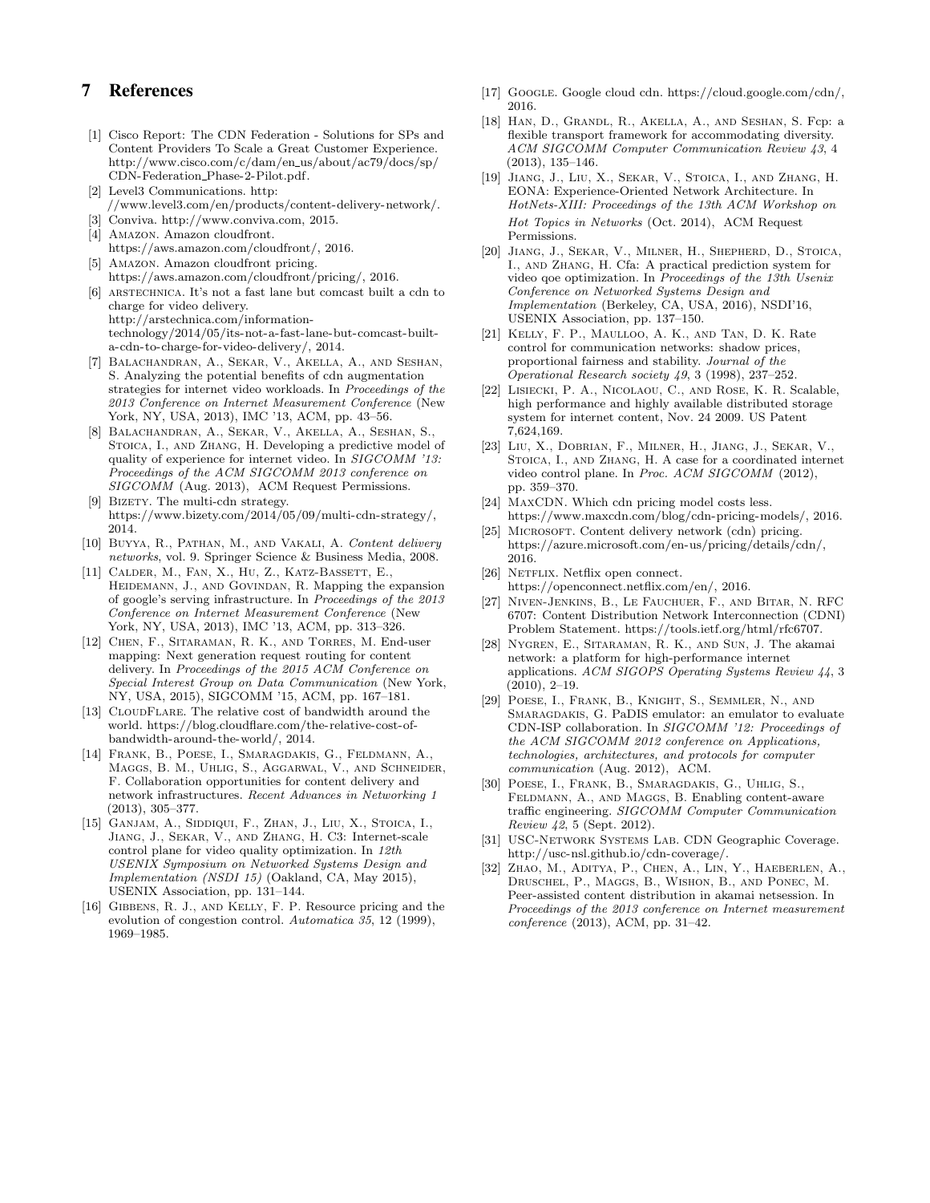# 7 References

[1] Cisco Report: The CDN Federation - Solutions for SPs and Content Providers To Scale a Great Customer Experience. http://www.cisco.com/c/dam/en_us/about/ac79/docs/sp/CDN-Federation_Phase-2-Pilot.pdf.

[2] Level3 Communications. http://www.level3.com/en/products/content-delivery-network/.

[3] Conviva. http://www.conviva.com, 2015.

[4] Amazon. Amazon cloudfront. https://aws.amazon.com/cloudfront/, 2016.

[5] Amazon. Amazon cloudfront pricing. https://aws.amazon.com/cloudfront/pricing/, 2016.

[6] arstechnica. It's not a fast lane but comcast built a cdn to charge for video delivery. http://arstechnica.com/information-technology/2014/05/its-not-a-fast-lane-but-comcast-built-a-cdn-to-charge-for-video-delivery/, 2014.

[7] Balachandran, A., Sekar, V., Akella, A., and Seshan, S. Analyzing the potential benefits of cdn augmentation strategies for internet video workloads. In *Proceedings of the 2013 Conference on Internet Measurement Conference* (New York, NY, USA, 2013), IMC '13, ACM, pp. 43–56.

[8] Balachandran, A., Sekar, V., Akella, A., Seshan, S., Stoica, I., and Zhang, H. Developing a predictive model of quality of experience for internet video. In *SIGCOMM '13: Proceedings of the ACM SIGCOMM 2013 conference on SIGCOMM* (Aug. 2013), ACM Request Permissions.

[9] Bizety. The multi-cdn strategy. https://www.bizety.com/2014/05/09/multi-cdn-strategy/, 2014.

[10] Buyya, R., Pathan, M., and Vakali, A. *Content delivery networks*, vol. 9. Springer Science & Business Media, 2008.

[11] Calder, M., Fan, X., Hu, Z., Katz-Bassett, E., Heidemann, J., and Govindan, R. Mapping the expansion of google's serving infrastructure. In *Proceedings of the 2013 Conference on Internet Measurement Conference* (New York, NY, USA, 2013), IMC '13, ACM, pp. 313–326.

[12] Chen, F., Sitaraman, R. K., and Torres, M. End-user mapping: Next generation request routing for content delivery. In *Proceedings of the 2015 ACM Conference on Special Interest Group on Data Communication* (New York, NY, USA, 2015), SIGCOMM '15, ACM, pp. 167–181.

[13] CloudFlare. The relative cost of bandwidth around the world. https://blog.cloudflare.com/the-relative-cost-of-bandwidth-around-the-world/, 2014.

[14] Frank, B., Poese, I., Smaragdakis, G., Feldmann, A., Maggs, B. M., Uhlig, S., Aggarwal, V., and Schneider, F. Collaboration opportunities for content delivery and network infrastructures. *Recent Advances in Networking 1* (2013), 305–377.

[15] Ganjam, A., Siddiqui, F., Zhan, J., Liu, X., Stoica, I., Jiang, J., Sekar, V., and Zhang, H. C3: Internet-scale control plane for video quality optimization. In *12th USENIX Symposium on Networked Systems Design and Implementation (NSDI 15)* (Oakland, CA, May 2015), USENIX Association, pp. 131–144.

[16] Gibbens, R. J., and Kelly, F. P. Resource pricing and the evolution of congestion control. *Automatica 35*, 12 (1999), 1969–1985.

[17] Google. Google cloud cdn. https://cloud.google.com/cdn/, 2016.

[18] Han, D., Grandl, R., Akella, A., and Seshan, S. Fcp: a flexible transport framework for accommodating diversity. *ACM SIGCOMM Computer Communication Review 43*, 4 (2013), 135–146.

[19] Jiang, J., Liu, X., Sekar, V., Stoica, I., and Zhang, H. EONA: Experience-Oriented Network Architecture. In *HotNets-XIII: Proceedings of the 13th ACM Workshop on Hot Topics in Networks* (Oct. 2014), ACM Request Permissions.

[20] Jiang, J., Sekar, V., Milner, H., Shepherd, D., Stoica, I., and Zhang, H. Cfa: A practical prediction system for video qoe optimization. In *Proceedings of the 13th Usenix Conference on Networked Systems Design and Implementation* (Berkeley, CA, USA, 2016), NSDI'16, USENIX Association, pp. 137–150.

[21] Kelly, F. P., Maulloo, A. K., and Tan, D. K. Rate control for communication networks: shadow prices, proportional fairness and stability. *Journal of the Operational Research society 49*, 3 (1998), 237–252.

[22] Lisiecki, P. A., Nicolaou, C., and Rose, K. R. Scalable, high performance and highly available distributed storage system for internet content, Nov. 24 2009. US Patent 7,624,169.

[23] Liu, X., Dobrian, F., Milner, H., Jiang, J., Sekar, V., Stoica, I., and Zhang, H. A case for a coordinated internet video control plane. In *Proc. ACM SIGCOMM* (2012), pp. 359–370.

[24] MaxCDN. Which cdn pricing model costs less. https://www.maxcdn.com/blog/cdn-pricing-models/, 2016.

[25] Microsoft. Content delivery network (cdn) pricing. https://azure.microsoft.com/en-us/pricing/details/cdn/, 2016.

[26] Netflix. Netflix open connect. https://openconnect.netflix.com/en/, 2016.

[27] Niven-Jenkins, B., Le Fauchuer, F., and Bitar, N. RFC 6707: Content Distribution Network Interconnection (CDNI) Problem Statement. https://tools.ietf.org/html/rfc6707.

[28] Nygren, E., Sitaraman, R. K., and Sun, J. The akamai network: a platform for high-performance internet applications. *ACM SIGOPS Operating Systems Review 44*, 3 (2010), 2–19.

[29] Poese, I., Frank, B., Knight, S., Semmler, N., and Smaragdakis, G. PaDIS emulator: an emulator to evaluate CDN-ISP collaboration. In *SIGCOMM '12: Proceedings of the ACM SIGCOMM 2012 conference on Applications, technologies, architectures, and protocols for computer communication* (Aug. 2012), ACM.

[30] Poese, I., Frank, B., Smaragdakis, G., Uhlig, S., Feldmann, A., and Maggs, B. Enabling content-aware traffic engineering. *SIGCOMM Computer Communication Review 42*, 5 (Sept. 2012).

[31] USC-Network Systems Lab. CDN Geographic Coverage. http://usc-nsl.github.io/cdn-coverage/.

[32] Zhao, M., Aditya, P., Chen, A., Lin, Y., Haeberlen, A., Druschel, P., Maggs, B., Wishon, B., and Ponec, M. Peer-assisted content distribution in akamai netsession. In *Proceedings of the 2013 conference on Internet measurement conference* (2013), ACM, pp. 31–42.